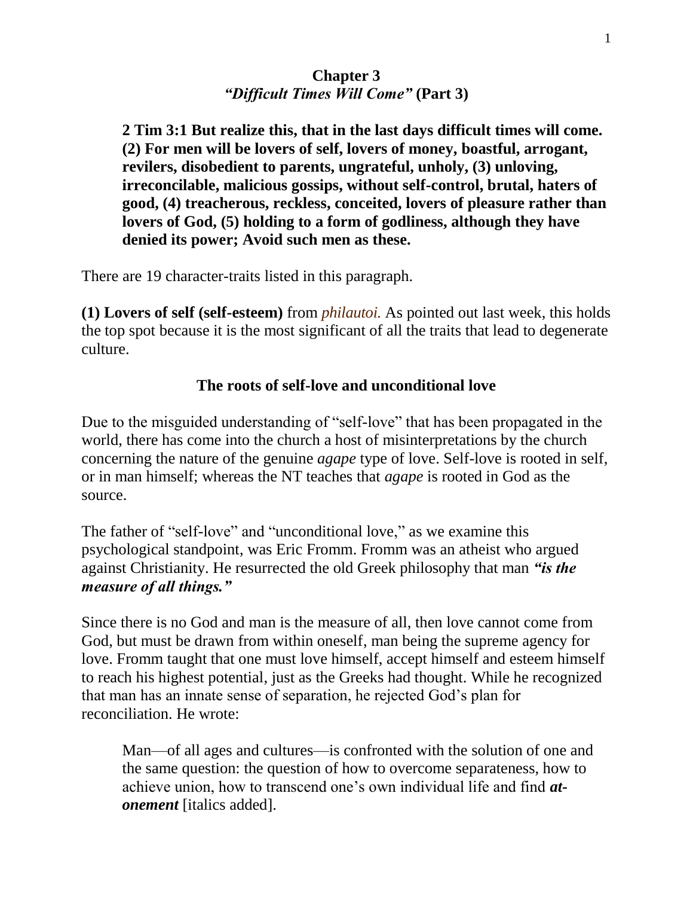## Chapter 3
## *"Difficult Times Will Come"* (Part 3)

> **2 Tim 3:1 But realize this, that in the last days difficult times will come. (2) For men will be lovers of self, lovers of money, boastful, arrogant, revilers, disobedient to parents, ungrateful, unholy, (3) unloving, irreconcilable, malicious gossips, without self-control, brutal, haters of good, (4) treacherous, reckless, conceited, lovers of pleasure rather than lovers of God, (5) holding to a form of godliness, although they have denied its power; Avoid such men as these.**

There are 19 character-traits listed in this paragraph.

**(1) Lovers of self (self-esteem)** from *philautoi.* As pointed out last week, this holds the top spot because it is the most significant of all the traits that lead to degenerate culture.

### The roots of self-love and unconditional love

Due to the misguided understanding of "self-love" that has been propagated in the world, there has come into the church a host of misinterpretations by the church concerning the nature of the genuine *agape* type of love. Self-love is rooted in self, or in man himself; whereas the NT teaches that *agape* is rooted in God as the source.

The father of "self-love" and "unconditional love," as we examine this psychological standpoint, was Eric Fromm. Fromm was an atheist who argued against Christianity. He resurrected the old Greek philosophy that man ***"is the measure of all things."***

Since there is no God and man is the measure of all, then love cannot come from God, but must be drawn from within oneself, man being the supreme agency for love. Fromm taught that one must love himself, accept himself and esteem himself to reach his highest potential, just as the Greeks had thought. While he recognized that man has an innate sense of separation, he rejected God's plan for reconciliation. He wrote:

> Man—of all ages and cultures—is confronted with the solution of one and the same question: the question of how to overcome separateness, how to achieve union, how to transcend one's own individual life and find ***at-onement*** [italics added].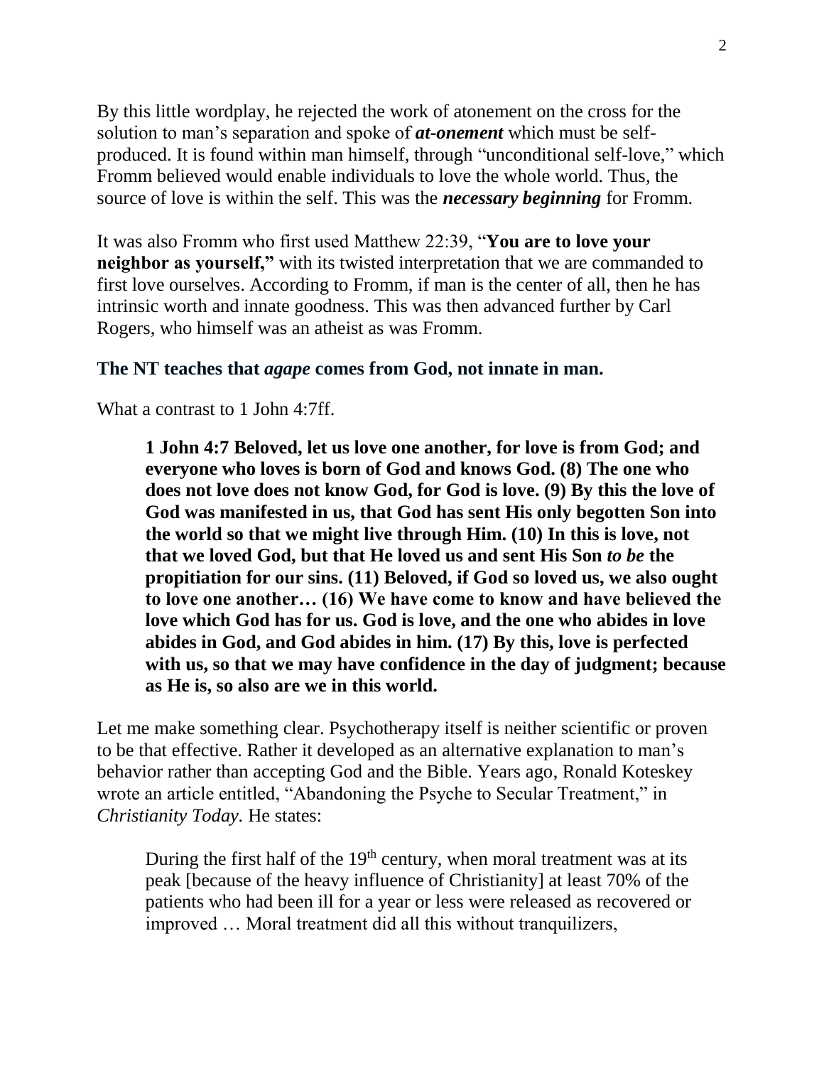By this little wordplay, he rejected the work of atonement on the cross for the solution to man's separation and spoke of ***at-onement*** which must be self-produced. It is found within man himself, through "unconditional self-love," which Fromm believed would enable individuals to love the whole world. Thus, the source of love is within the self. This was the ***necessary beginning*** for Fromm.

It was also Fromm who first used Matthew 22:39, "**You are to love your neighbor as yourself,"** with its twisted interpretation that we are commanded to first love ourselves. According to Fromm, if man is the center of all, then he has intrinsic worth and innate goodness. This was then advanced further by Carl Rogers, who himself was an atheist as was Fromm.

### The NT teaches that *agape* comes from God, not innate in man.

What a contrast to 1 John 4:7ff.

> **1 John 4:7 Beloved, let us love one another, for love is from God; and everyone who loves is born of God and knows God. (8) The one who does not love does not know God, for God is love. (9) By this the love of God was manifested in us, that God has sent His only begotten Son into the world so that we might live through Him. (10) In this is love, not that we loved God, but that He loved us and sent His Son *to be* the propitiation for our sins. (11) Beloved, if God so loved us, we also ought to love one another… (16) We have come to know and have believed the love which God has for us. God is love, and the one who abides in love abides in God, and God abides in him. (17) By this, love is perfected with us, so that we may have confidence in the day of judgment; because as He is, so also are we in this world.**

Let me make something clear. Psychotherapy itself is neither scientific or proven to be that effective. Rather it developed as an alternative explanation to man's behavior rather than accepting God and the Bible. Years ago, Ronald Koteskey wrote an article entitled, "Abandoning the Psyche to Secular Treatment," in *Christianity Today.* He states:

> During the first half of the 19th century, when moral treatment was at its peak [because of the heavy influence of Christianity] at least 70% of the patients who had been ill for a year or less were released as recovered or improved … Moral treatment did all this without tranquilizers,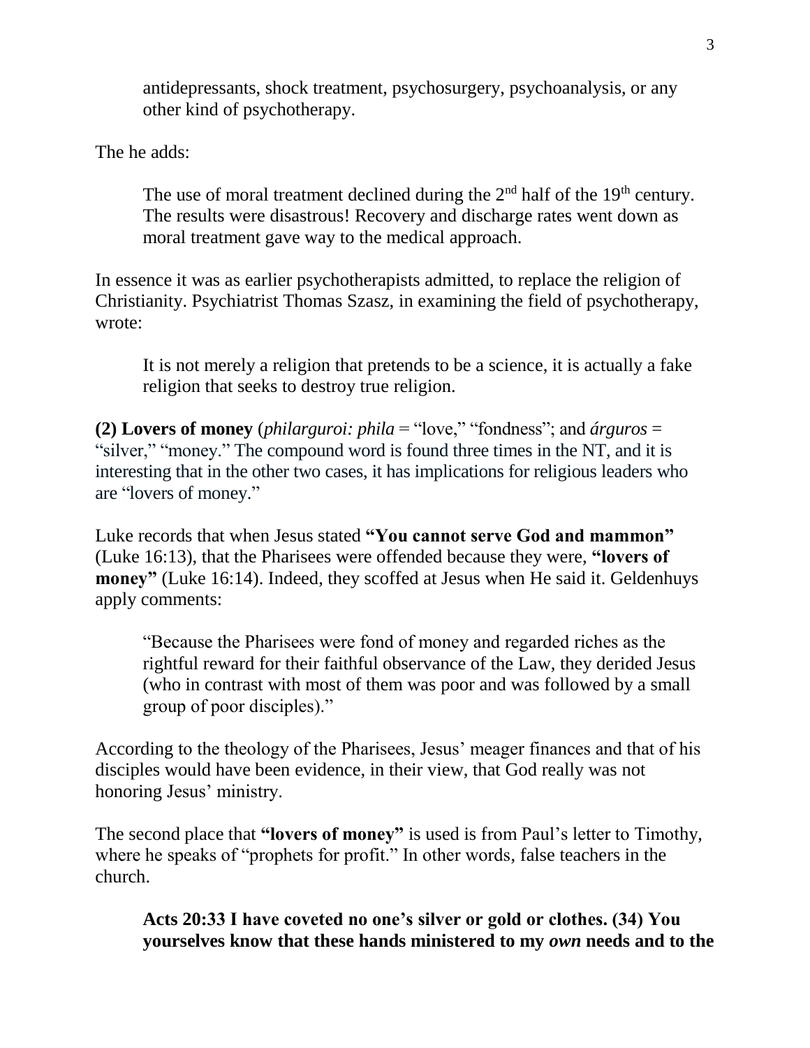> antidepressants, shock treatment, psychosurgery, psychoanalysis, or any other kind of psychotherapy.

The he adds:

> The use of moral treatment declined during the 2nd half of the 19th century. The results were disastrous! Recovery and discharge rates went down as moral treatment gave way to the medical approach.

In essence it was as earlier psychotherapists admitted, to replace the religion of Christianity. Psychiatrist Thomas Szasz, in examining the field of psychotherapy, wrote:

> It is not merely a religion that pretends to be a science, it is actually a fake religion that seeks to destroy true religion.

**(2) Lovers of money** (*philarguroi: phila* = "love," "fondness"; and *árguros* = "silver," "money." The compound word is found three times in the NT, and it is interesting that in the other two cases, it has implications for religious leaders who are "lovers of money."

Luke records that when Jesus stated **"You cannot serve God and mammon"** (Luke 16:13), that the Pharisees were offended because they were, **"lovers of money"** (Luke 16:14). Indeed, they scoffed at Jesus when He said it. Geldenhuys apply comments:

> "Because the Pharisees were fond of money and regarded riches as the rightful reward for their faithful observance of the Law, they derided Jesus (who in contrast with most of them was poor and was followed by a small group of poor disciples)."

According to the theology of the Pharisees, Jesus' meager finances and that of his disciples would have been evidence, in their view, that God really was not honoring Jesus' ministry.

The second place that **"lovers of money"** is used is from Paul's letter to Timothy, where he speaks of "prophets for profit." In other words, false teachers in the church.

> **Acts 20:33 I have coveted no one's silver or gold or clothes. (34) You yourselves know that these hands ministered to my *own* needs and to the**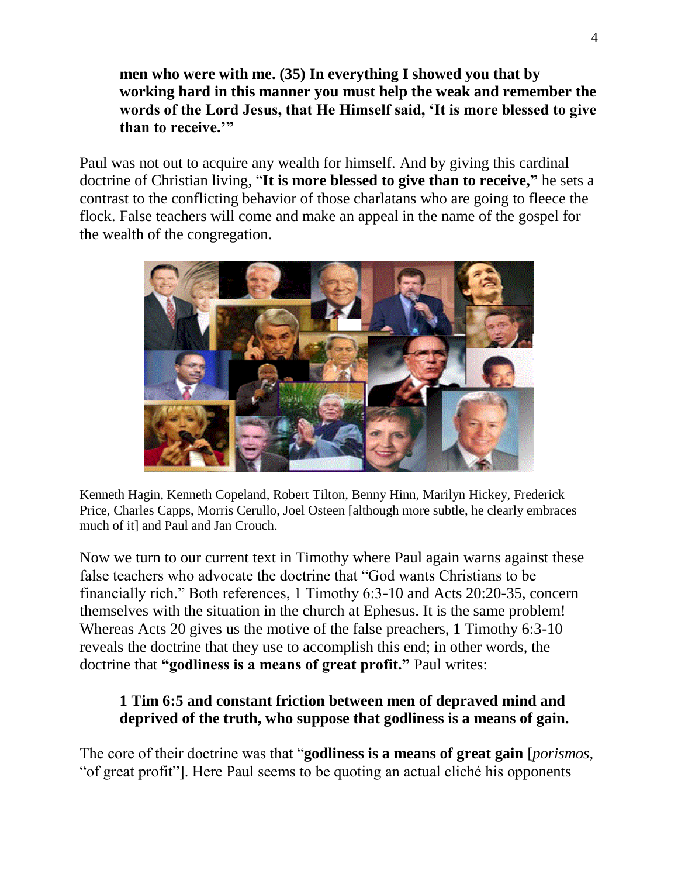> **men who were with me. (35) In everything I showed you that by working hard in this manner you must help the weak and remember the words of the Lord Jesus, that He Himself said, 'It is more blessed to give than to receive.'"**

Paul was not out to acquire any wealth for himself. And by giving this cardinal doctrine of Christian living, "**It is more blessed to give than to receive,"** he sets a contrast to the conflicting behavior of those charlatans who are going to fleece the flock. False teachers will come and make an appeal in the name of the gospel for the wealth of the congregation.

Kenneth Hagin, Kenneth Copeland, Robert Tilton, Benny Hinn, Marilyn Hickey, Frederick Price, Charles Capps, Morris Cerullo, Joel Osteen [although more subtle, he clearly embraces much of it] and Paul and Jan Crouch.

Now we turn to our current text in Timothy where Paul again warns against these false teachers who advocate the doctrine that "God wants Christians to be financially rich." Both references, 1 Timothy 6:3-10 and Acts 20:20-35, concern themselves with the situation in the church at Ephesus. It is the same problem! Whereas Acts 20 gives us the motive of the false preachers, 1 Timothy 6:3-10 reveals the doctrine that they use to accomplish this end; in other words, the doctrine that **"godliness is a means of great profit."** Paul writes:

> **1 Tim 6:5 and constant friction between men of depraved mind and deprived of the truth, who suppose that godliness is a means of gain.**

The core of their doctrine was that "**godliness is a means of great gain** [*porismos,* "of great profit"]. Here Paul seems to be quoting an actual cliché his opponents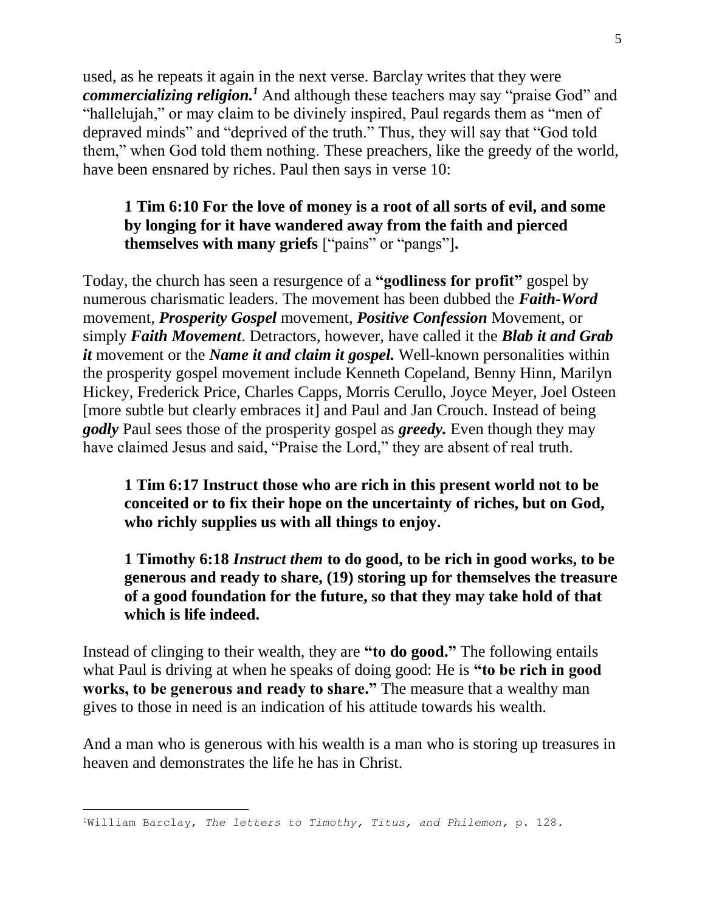used, as he repeats it again in the next verse. Barclay writes that they were ***commercializing religion.***[1] And although these teachers may say "praise God" and "hallelujah," or may claim to be divinely inspired, Paul regards them as "men of depraved minds" and "deprived of the truth." Thus, they will say that "God told them," when God told them nothing. These preachers, like the greedy of the world, have been ensnared by riches. Paul then says in verse 10:

> **1 Tim 6:10 For the love of money is a root of all sorts of evil, and some by longing for it have wandered away from the faith and pierced themselves with many griefs** ["pains" or "pangs"]**.**

Today, the church has seen a resurgence of a **"godliness for profit"** gospel by numerous charismatic leaders. The movement has been dubbed the ***Faith-Word*** movement, ***Prosperity Gospel*** movement, ***Positive Confession*** Movement, or simply ***Faith Movement***. Detractors, however, have called it the ***Blab it and Grab it*** movement or the ***Name it and claim it gospel.*** Well-known personalities within the prosperity gospel movement include Kenneth Copeland, Benny Hinn, Marilyn Hickey, Frederick Price, Charles Capps, Morris Cerullo, Joyce Meyer, Joel Osteen [more subtle but clearly embraces it] and Paul and Jan Crouch. Instead of being ***godly*** Paul sees those of the prosperity gospel as ***greedy.*** Even though they may have claimed Jesus and said, "Praise the Lord," they are absent of real truth.

> **1 Tim 6:17 Instruct those who are rich in this present world not to be conceited or to fix their hope on the uncertainty of riches, but on God, who richly supplies us with all things to enjoy.**

> **1 Timothy 6:18** ***Instruct them*** **to do good, to be rich in good works, to be generous and ready to share, (19) storing up for themselves the treasure of a good foundation for the future, so that they may take hold of that which is life indeed.**

Instead of clinging to their wealth, they are **"to do good."** The following entails what Paul is driving at when he speaks of doing good: He is **"to be rich in good works, to be generous and ready to share."** The measure that a wealthy man gives to those in need is an indication of his attitude towards his wealth.

And a man who is generous with his wealth is a man who is storing up treasures in heaven and demonstrates the life he has in Christ.

---

[1] William Barclay, *The letters to Timothy, Titus, and Philemon,* p. 128.